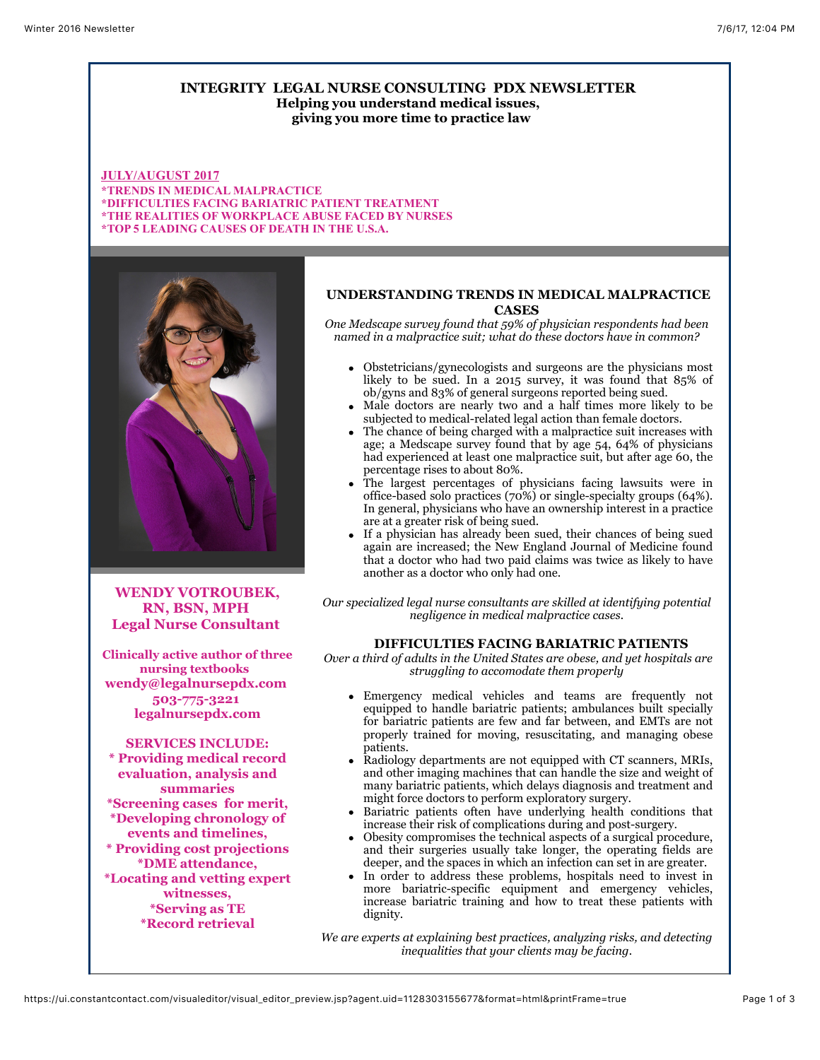# INTEGRITY LEGAL NURSE CONSULTING PDX NEWSLETTER

**Helping you understand medical issues, giving you more time to practice law**

**JULY/AUGUST 2017**

**\*TRENDS IN MEDICAL MALPRACTICE**
**\*DIFFICULTIES FACING BARIATRIC PATIENT TREATMENT**
**\*THE REALITIES OF WORKPLACE ABUSE FACED BY NURSES**
**\*TOP 5 LEADING CAUSES OF DEATH IN THE U.S.A.**

**WENDY VOTROUBEK, RN, BSN, MPH**
**Legal Nurse Consultant**

**Clinically active author of three nursing textbooks**
**wendy@legalnursepdx.com**
**503-775-3221**
**legalnursepdx.com**

**SERVICES INCLUDE:**
**\* Providing medical record evaluation, analysis and summaries**
**\*Screening cases for merit,**
**\*Developing chronology of events and timelines,**
**\* Providing cost projections**
**\*DME attendance,**
**\*Locating and vetting expert witnesses,**
**\*Serving as TE**
**\*Record retrieval**

## UNDERSTANDING TRENDS IN MEDICAL MALPRACTICE CASES

*One Medscape survey found that 59% of physician respondents had been named in a malpractice suit; what do these doctors have in common?*

- Obstetricians/gynecologists and surgeons are the physicians most likely to be sued. In a 2015 survey, it was found that 85% of ob/gyns and 83% of general surgeons reported being sued.
- Male doctors are nearly two and a half times more likely to be subjected to medical-related legal action than female doctors.
- The chance of being charged with a malpractice suit increases with age; a Medscape survey found that by age 54, 64% of physicians had experienced at least one malpractice suit, but after age 60, the percentage rises to about 80%.
- The largest percentages of physicians facing lawsuits were in office-based solo practices (70%) or single-specialty groups (64%). In general, physicians who have an ownership interest in a practice are at a greater risk of being sued.
- If a physician has already been sued, their chances of being sued again are increased; the New England Journal of Medicine found that a doctor who had two paid claims was twice as likely to have another as a doctor who only had one.

*Our specialized legal nurse consultants are skilled at identifying potential negligence in medical malpractice cases.*

## DIFFICULTIES FACING BARIATRIC PATIENTS

*Over a third of adults in the United States are obese, and yet hospitals are struggling to accomodate them properly*

- Emergency medical vehicles and teams are frequently not equipped to handle bariatric patients; ambulances built specially for bariatric patients are few and far between, and EMTs are not properly trained for moving, resuscitating, and managing obese patients.
- Radiology departments are not equipped with CT scanners, MRIs, and other imaging machines that can handle the size and weight of many bariatric patients, which delays diagnosis and treatment and might force doctors to perform exploratory surgery.
- Bariatric patients often have underlying health conditions that increase their risk of complications during and post-surgery.
- Obesity compromises the technical aspects of a surgical procedure, and their surgeries usually take longer, the operating fields are deeper, and the spaces in which an infection can set in are greater.
- In order to address these problems, hospitals need to invest in more bariatric-specific equipment and emergency vehicles, increase bariatric training and how to treat these patients with dignity.

*We are experts at explaining best practices, analyzing risks, and detecting inequalities that your clients may be facing.*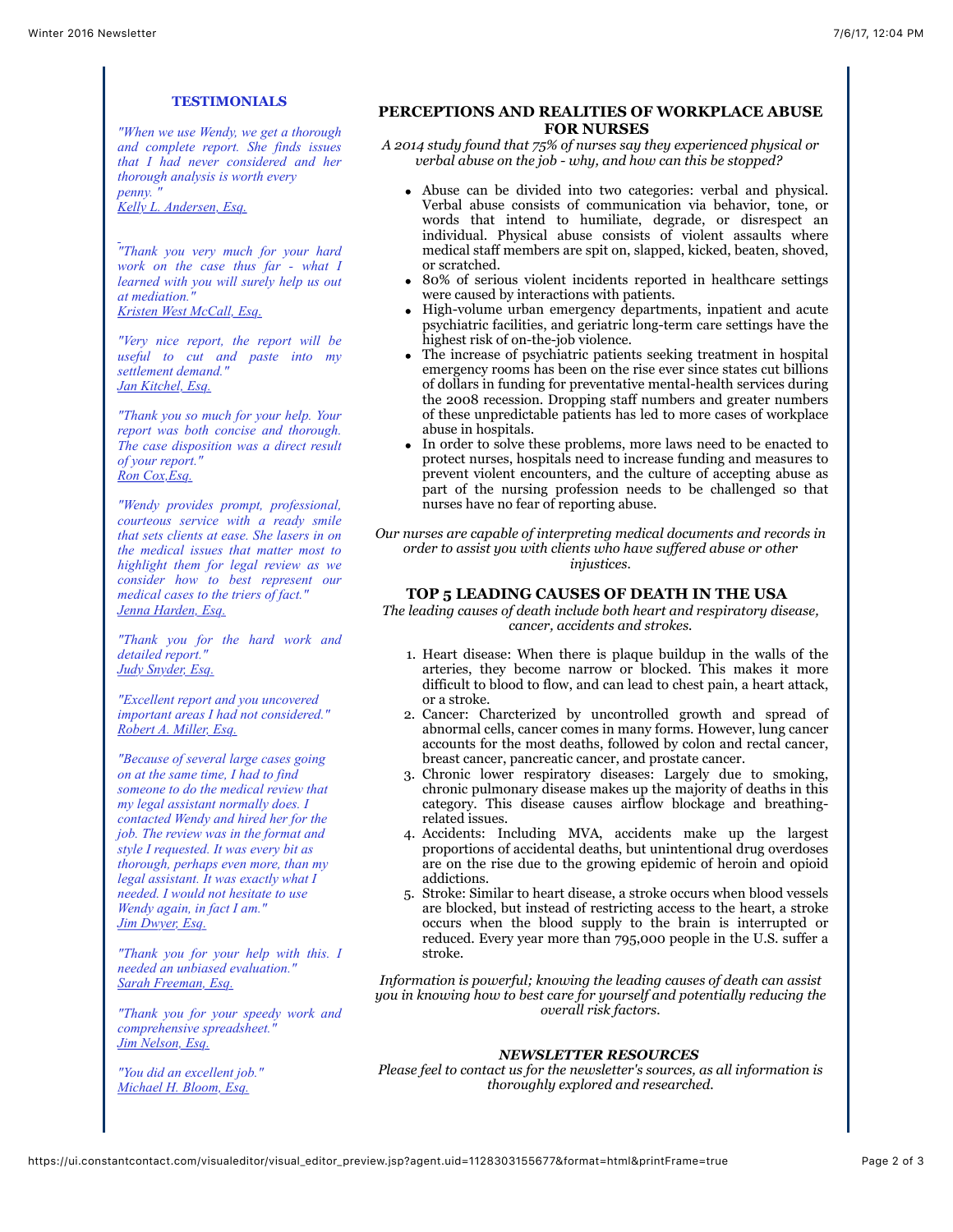## TESTIMONIALS

*"When we use Wendy, we get a thorough and complete report. She finds issues that I had never considered and her thorough analysis is worth every penny. "*
Kelly L. Andersen, Esq.

*"Thank you very much for your hard work on the case thus far - what I learned with you will surely help us out at mediation."*
Kristen West McCall, Esq.

*"Very nice report, the report will be useful to cut and paste into my settlement demand."*
Jan Kitchel, Esq.

*"Thank you so much for your help. Your report was both concise and thorough. The case disposition was a direct result of your report."*
Ron Cox,Esq.

*"Wendy provides prompt, professional, courteous service with a ready smile that sets clients at ease. She lasers in on the medical issues that matter most to highlight them for legal review as we consider how to best represent our medical cases to the triers of fact."*
Jenna Harden, Esq.

*"Thank you for the hard work and detailed report."*
Judy Snyder, Esq.

*"Excellent report and you uncovered important areas I had not considered."*
Robert A. Miller, Esq.

*"Because of several large cases going on at the same time, I had to find someone to do the medical review that my legal assistant normally does. I contacted Wendy and hired her for the job. The review was in the format and style I requested. It was every bit as thorough, perhaps even more, than my legal assistant. It was exactly what I needed. I would not hesitate to use Wendy again, in fact I am."*
Jim Dwyer, Esq.

*"Thank you for your help with this. I needed an unbiased evaluation."*
Sarah Freeman, Esq.

*"Thank you for your speedy work and comprehensive spreadsheet."*
Jim Nelson, Esq.

*"You did an excellent job."*
Michael H. Bloom, Esq.

## PERCEPTIONS AND REALITIES OF WORKPLACE ABUSE FOR NURSES

*A 2014 study found that 75% of nurses say they experienced physical or verbal abuse on the job - why, and how can this be stopped?*

- Abuse can be divided into two categories: verbal and physical. Verbal abuse consists of communication via behavior, tone, or words that intend to humiliate, degrade, or disrespect an individual. Physical abuse consists of violent assaults where medical staff members are spit on, slapped, kicked, beaten, shoved, or scratched.
- 80% of serious violent incidents reported in healthcare settings were caused by interactions with patients.
- High-volume urban emergency departments, inpatient and acute psychiatric facilities, and geriatric long-term care settings have the highest risk of on-the-job violence.
- The increase of psychiatric patients seeking treatment in hospital emergency rooms has been on the rise ever since states cut billions of dollars in funding for preventative mental-health services during the 2008 recession. Dropping staff numbers and greater numbers of these unpredictable patients has led to more cases of workplace abuse in hospitals.
- In order to solve these problems, more laws need to be enacted to protect nurses, hospitals need to increase funding and measures to prevent violent encounters, and the culture of accepting abuse as part of the nursing profession needs to be challenged so that nurses have no fear of reporting abuse.

*Our nurses are capable of interpreting medical documents and records in order to assist you with clients who have suffered abuse or other injustices.*

## TOP 5 LEADING CAUSES OF DEATH IN THE USA

*The leading causes of death include both heart and respiratory disease, cancer, accidents and strokes.*

1. Heart disease: When there is plaque buildup in the walls of the arteries, they become narrow or blocked. This makes it more difficult to blood to flow, and can lead to chest pain, a heart attack, or a stroke.
2. Cancer: Charcterized by uncontrolled growth and spread of abnormal cells, cancer comes in many forms. However, lung cancer accounts for the most deaths, followed by colon and rectal cancer, breast cancer, pancreatic cancer, and prostate cancer.
3. Chronic lower respiratory diseases: Largely due to smoking, chronic pulmonary disease makes up the majority of deaths in this category. This disease causes airflow blockage and breathing-related issues.
4. Accidents: Including MVA, accidents make up the largest proportions of accidental deaths, but unintentional drug overdoses are on the rise due to the growing epidemic of heroin and opioid addictions.
5. Stroke: Similar to heart disease, a stroke occurs when blood vessels are blocked, but instead of restricting access to the heart, a stroke occurs when the blood supply to the brain is interrupted or reduced. Every year more than 795,000 people in the U.S. suffer a stroke.

*Information is powerful; knowing the leading causes of death can assist you in knowing how to best care for yourself and potentially reducing the overall risk factors.*

### *NEWSLETTER RESOURCES*

*Please feel to contact us for the newsletter's sources, as all information is thoroughly explored and researched.*